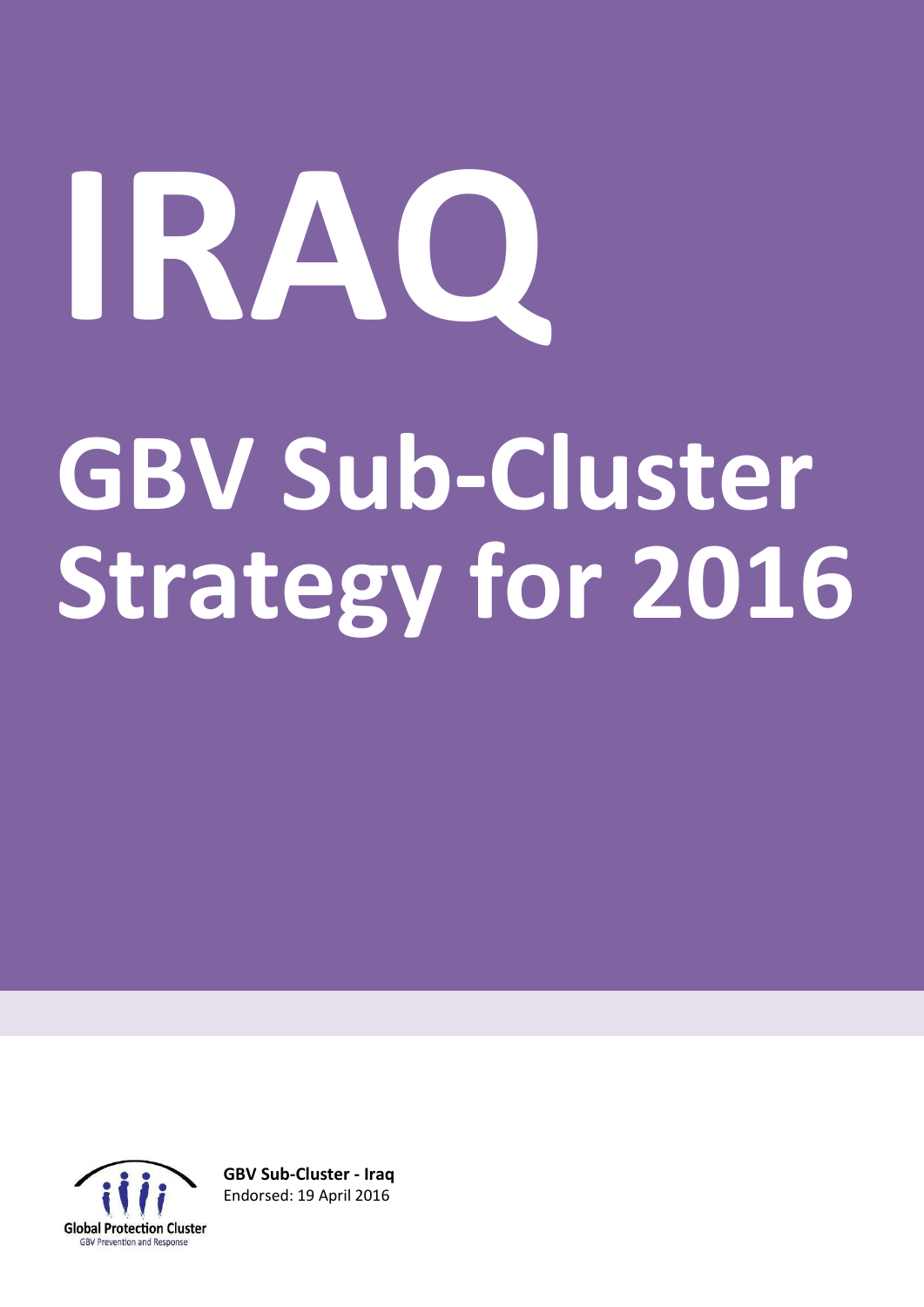# IRAQ

# GBV Sub-Cluster Strategy for 2016

Global Protection Cluster
GBV Prevention and Response

**GBV Sub-Cluster - Iraq**
Endorsed: 19 April 2016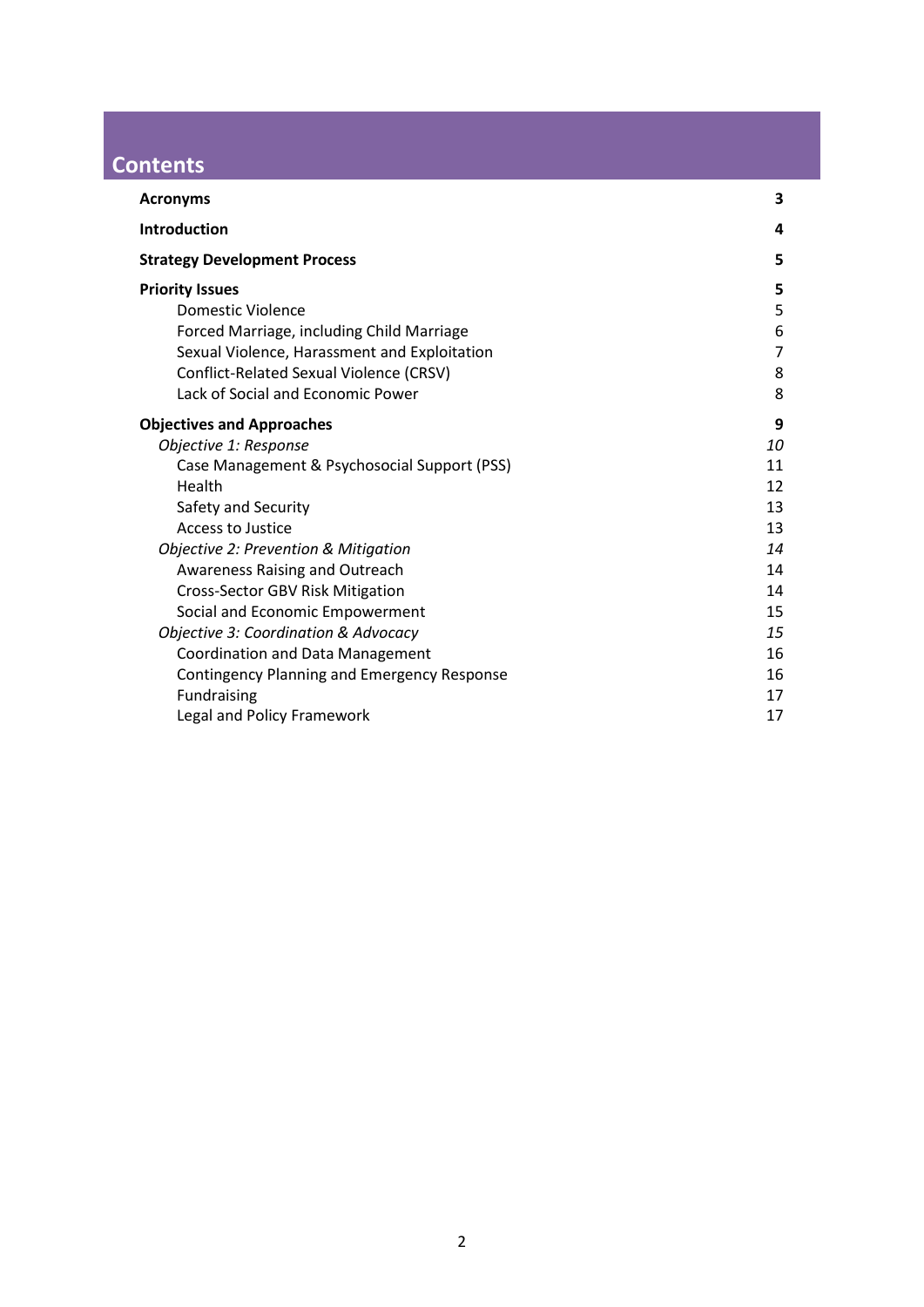# Contents

| | |
|---|---|
| **Acronyms** | **3** |
| **Introduction** | **4** |
| **Strategy Development Process** | **5** |
| **Priority Issues** | **5** |
| Domestic Violence | 5 |
| Forced Marriage, including Child Marriage | 6 |
| Sexual Violence, Harassment and Exploitation | 7 |
| Conflict-Related Sexual Violence (CRSV) | 8 |
| Lack of Social and Economic Power | 8 |
| **Objectives and Approaches** | **9** |
| *Objective 1: Response* | *10* |
| Case Management & Psychosocial Support (PSS) | 11 |
| Health | 12 |
| Safety and Security | 13 |
| Access to Justice | 13 |
| *Objective 2: Prevention & Mitigation* | *14* |
| Awareness Raising and Outreach | 14 |
| Cross-Sector GBV Risk Mitigation | 14 |
| Social and Economic Empowerment | 15 |
| *Objective 3: Coordination & Advocacy* | *15* |
| Coordination and Data Management | 16 |
| Contingency Planning and Emergency Response | 16 |
| Fundraising | 17 |
| Legal and Policy Framework | 17 |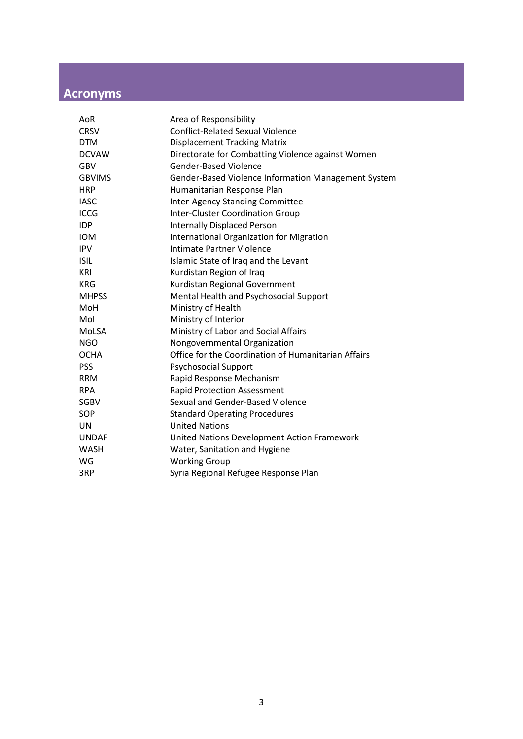# Acronyms

| | |
|---|---|
| AoR | Area of Responsibility |
| CRSV | Conflict-Related Sexual Violence |
| DTM | Displacement Tracking Matrix |
| DCVAW | Directorate for Combatting Violence against Women |
| GBV | Gender-Based Violence |
| GBVIMS | Gender-Based Violence Information Management System |
| HRP | Humanitarian Response Plan |
| IASC | Inter-Agency Standing Committee |
| ICCG | Inter-Cluster Coordination Group |
| IDP | Internally Displaced Person |
| IOM | International Organization for Migration |
| IPV | Intimate Partner Violence |
| ISIL | Islamic State of Iraq and the Levant |
| KRI | Kurdistan Region of Iraq |
| KRG | Kurdistan Regional Government |
| MHPSS | Mental Health and Psychosocial Support |
| MoH | Ministry of Health |
| MoI | Ministry of Interior |
| MoLSA | Ministry of Labor and Social Affairs |
| NGO | Nongovernmental Organization |
| OCHA | Office for the Coordination of Humanitarian Affairs |
| PSS | Psychosocial Support |
| RRM | Rapid Response Mechanism |
| RPA | Rapid Protection Assessment |
| SGBV | Sexual and Gender-Based Violence |
| SOP | Standard Operating Procedures |
| UN | United Nations |
| UNDAF | United Nations Development Action Framework |
| WASH | Water, Sanitation and Hygiene |
| WG | Working Group |
| 3RP | Syria Regional Refugee Response Plan |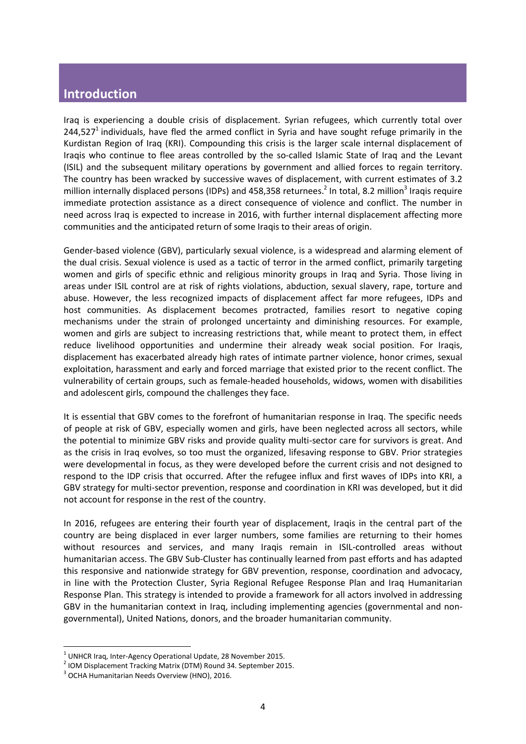## Introduction

Iraq is experiencing a double crisis of displacement. Syrian refugees, which currently total over 244,527[1] individuals, have fled the armed conflict in Syria and have sought refuge primarily in the Kurdistan Region of Iraq (KRI). Compounding this crisis is the larger scale internal displacement of Iraqis who continue to flee areas controlled by the so-called Islamic State of Iraq and the Levant (ISIL) and the subsequent military operations by government and allied forces to regain territory. The country has been wracked by successive waves of displacement, with current estimates of 3.2 million internally displaced persons (IDPs) and 458,358 returnees.[2] In total, 8.2 million[3] Iraqis require immediate protection assistance as a direct consequence of violence and conflict. The number in need across Iraq is expected to increase in 2016, with further internal displacement affecting more communities and the anticipated return of some Iraqis to their areas of origin.

Gender-based violence (GBV), particularly sexual violence, is a widespread and alarming element of the dual crisis. Sexual violence is used as a tactic of terror in the armed conflict, primarily targeting women and girls of specific ethnic and religious minority groups in Iraq and Syria. Those living in areas under ISIL control are at risk of rights violations, abduction, sexual slavery, rape, torture and abuse. However, the less recognized impacts of displacement affect far more refugees, IDPs and host communities. As displacement becomes protracted, families resort to negative coping mechanisms under the strain of prolonged uncertainty and diminishing resources. For example, women and girls are subject to increasing restrictions that, while meant to protect them, in effect reduce livelihood opportunities and undermine their already weak social position. For Iraqis, displacement has exacerbated already high rates of intimate partner violence, honor crimes, sexual exploitation, harassment and early and forced marriage that existed prior to the recent conflict. The vulnerability of certain groups, such as female-headed households, widows, women with disabilities and adolescent girls, compound the challenges they face.

It is essential that GBV comes to the forefront of humanitarian response in Iraq. The specific needs of people at risk of GBV, especially women and girls, have been neglected across all sectors, while the potential to minimize GBV risks and provide quality multi-sector care for survivors is great. And as the crisis in Iraq evolves, so too must the organized, lifesaving response to GBV. Prior strategies were developmental in focus, as they were developed before the current crisis and not designed to respond to the IDP crisis that occurred. After the refugee influx and first waves of IDPs into KRI, a GBV strategy for multi-sector prevention, response and coordination in KRI was developed, but it did not account for response in the rest of the country.

In 2016, refugees are entering their fourth year of displacement, Iraqis in the central part of the country are being displaced in ever larger numbers, some families are returning to their homes without resources and services, and many Iraqis remain in ISIL-controlled areas without humanitarian access. The GBV Sub-Cluster has continually learned from past efforts and has adapted this responsive and nationwide strategy for GBV prevention, response, coordination and advocacy, in line with the Protection Cluster, Syria Regional Refugee Response Plan and Iraq Humanitarian Response Plan. This strategy is intended to provide a framework for all actors involved in addressing GBV in the humanitarian context in Iraq, including implementing agencies (governmental and non-governmental), United Nations, donors, and the broader humanitarian community.

---

[1] UNHCR Iraq, Inter-Agency Operational Update, 28 November 2015.

[2] IOM Displacement Tracking Matrix (DTM) Round 34. September 2015.

[3] OCHA Humanitarian Needs Overview (HNO), 2016.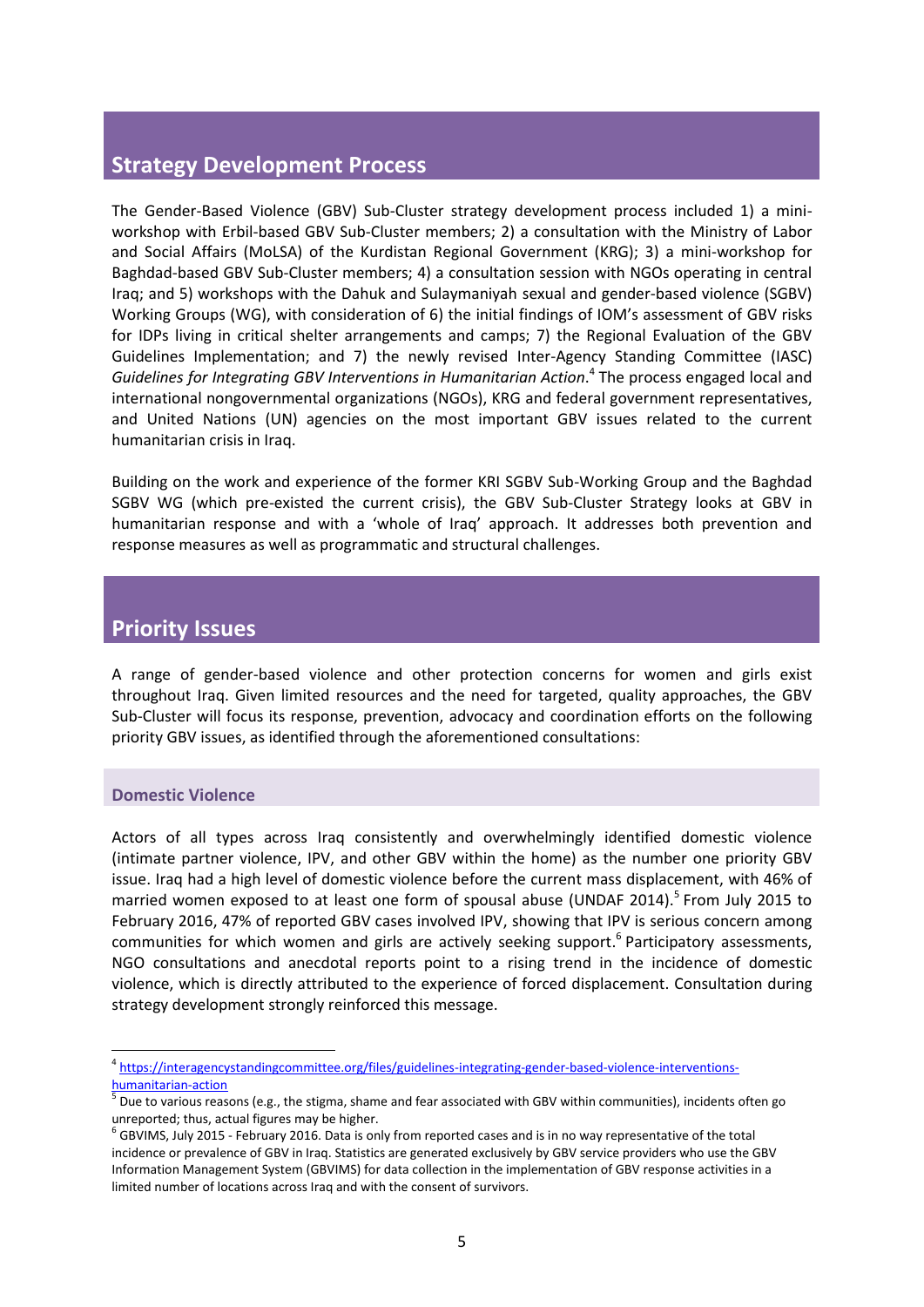## Strategy Development Process

The Gender-Based Violence (GBV) Sub-Cluster strategy development process included 1) a mini-workshop with Erbil-based GBV Sub-Cluster members; 2) a consultation with the Ministry of Labor and Social Affairs (MoLSA) of the Kurdistan Regional Government (KRG); 3) a mini-workshop for Baghdad-based GBV Sub-Cluster members; 4) a consultation session with NGOs operating in central Iraq; and 5) workshops with the Dahuk and Sulaymaniyah sexual and gender-based violence (SGBV) Working Groups (WG), with consideration of 6) the initial findings of IOM's assessment of GBV risks for IDPs living in critical shelter arrangements and camps; 7) the Regional Evaluation of the GBV Guidelines Implementation; and 7) the newly revised Inter-Agency Standing Committee (IASC) *Guidelines for Integrating GBV Interventions in Humanitarian Action*.[4] The process engaged local and international nongovernmental organizations (NGOs), KRG and federal government representatives, and United Nations (UN) agencies on the most important GBV issues related to the current humanitarian crisis in Iraq.

Building on the work and experience of the former KRI SGBV Sub-Working Group and the Baghdad SGBV WG (which pre-existed the current crisis), the GBV Sub-Cluster Strategy looks at GBV in humanitarian response and with a 'whole of Iraq' approach. It addresses both prevention and response measures as well as programmatic and structural challenges.

## Priority Issues

A range of gender-based violence and other protection concerns for women and girls exist throughout Iraq. Given limited resources and the need for targeted, quality approaches, the GBV Sub-Cluster will focus its response, prevention, advocacy and coordination efforts on the following priority GBV issues, as identified through the aforementioned consultations:

### Domestic Violence

Actors of all types across Iraq consistently and overwhelmingly identified domestic violence (intimate partner violence, IPV, and other GBV within the home) as the number one priority GBV issue. Iraq had a high level of domestic violence before the current mass displacement, with 46% of married women exposed to at least one form of spousal abuse (UNDAF 2014).[5] From July 2015 to February 2016, 47% of reported GBV cases involved IPV, showing that IPV is serious concern among communities for which women and girls are actively seeking support.[6] Participatory assessments, NGO consultations and anecdotal reports point to a rising trend in the incidence of domestic violence, which is directly attributed to the experience of forced displacement. Consultation during strategy development strongly reinforced this message.

---

[4] https://interagencystandingcommittee.org/files/guidelines-integrating-gender-based-violence-interventions-humanitarian-action

[5] Due to various reasons (e.g., the stigma, shame and fear associated with GBV within communities), incidents often go unreported; thus, actual figures may be higher.

[6] GBVIMS, July 2015 - February 2016. Data is only from reported cases and is in no way representative of the total incidence or prevalence of GBV in Iraq. Statistics are generated exclusively by GBV service providers who use the GBV Information Management System (GBVIMS) for data collection in the implementation of GBV response activities in a limited number of locations across Iraq and with the consent of survivors.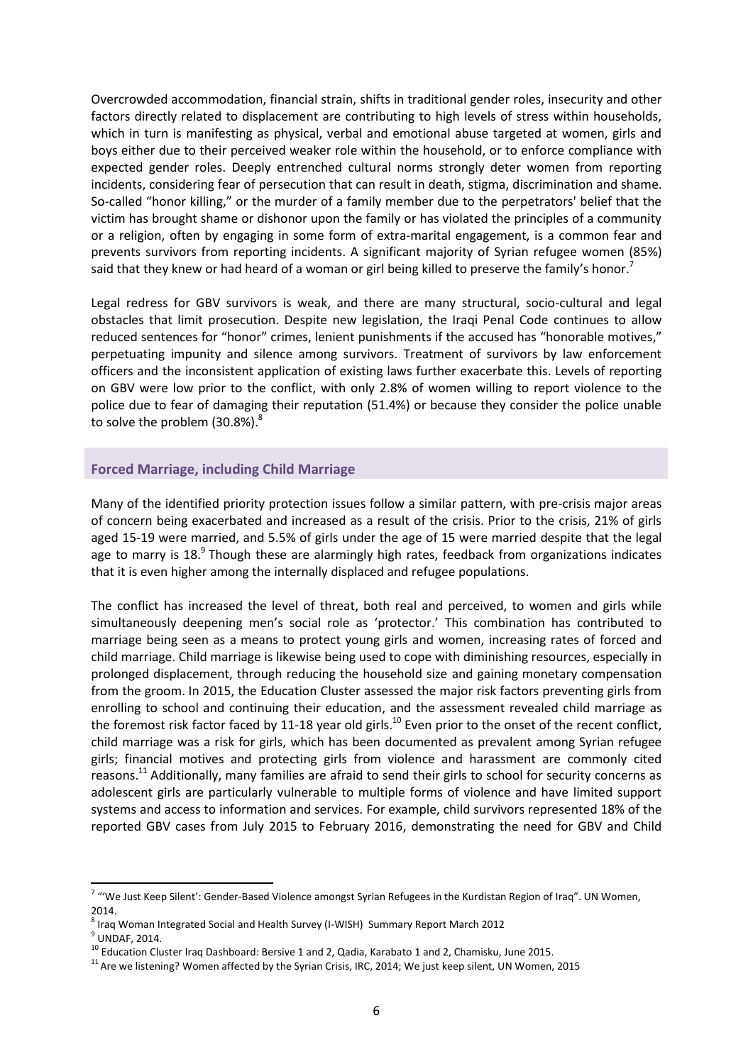Overcrowded accommodation, financial strain, shifts in traditional gender roles, insecurity and other factors directly related to displacement are contributing to high levels of stress within households, which in turn is manifesting as physical, verbal and emotional abuse targeted at women, girls and boys either due to their perceived weaker role within the household, or to enforce compliance with expected gender roles. Deeply entrenched cultural norms strongly deter women from reporting incidents, considering fear of persecution that can result in death, stigma, discrimination and shame. So-called "honor killing," or the murder of a family member due to the perpetrators' belief that the victim has brought shame or dishonor upon the family or has violated the principles of a community or a religion, often by engaging in some form of extra-marital engagement, is a common fear and prevents survivors from reporting incidents. A significant majority of Syrian refugee women (85%) said that they knew or had heard of a woman or girl being killed to preserve the family's honor.[7]

Legal redress for GBV survivors is weak, and there are many structural, socio-cultural and legal obstacles that limit prosecution. Despite new legislation, the Iraqi Penal Code continues to allow reduced sentences for "honor" crimes, lenient punishments if the accused has "honorable motives," perpetuating impunity and silence among survivors. Treatment of survivors by law enforcement officers and the inconsistent application of existing laws further exacerbate this. Levels of reporting on GBV were low prior to the conflict, with only 2.8% of women willing to report violence to the police due to fear of damaging their reputation (51.4%) or because they consider the police unable to solve the problem (30.8%).[8]

## Forced Marriage, including Child Marriage

Many of the identified priority protection issues follow a similar pattern, with pre-crisis major areas of concern being exacerbated and increased as a result of the crisis. Prior to the crisis, 21% of girls aged 15-19 were married, and 5.5% of girls under the age of 15 were married despite that the legal age to marry is 18.[9] Though these are alarmingly high rates, feedback from organizations indicates that it is even higher among the internally displaced and refugee populations.

The conflict has increased the level of threat, both real and perceived, to women and girls while simultaneously deepening men's social role as 'protector.' This combination has contributed to marriage being seen as a means to protect young girls and women, increasing rates of forced and child marriage. Child marriage is likewise being used to cope with diminishing resources, especially in prolonged displacement, through reducing the household size and gaining monetary compensation from the groom. In 2015, the Education Cluster assessed the major risk factors preventing girls from enrolling to school and continuing their education, and the assessment revealed child marriage as the foremost risk factor faced by 11-18 year old girls.[10] Even prior to the onset of the recent conflict, child marriage was a risk for girls, which has been documented as prevalent among Syrian refugee girls; financial motives and protecting girls from violence and harassment are commonly cited reasons.[11] Additionally, many families are afraid to send their girls to school for security concerns as adolescent girls are particularly vulnerable to multiple forms of violence and have limited support systems and access to information and services. For example, child survivors represented 18% of the reported GBV cases from July 2015 to February 2016, demonstrating the need for GBV and Child

---

[7] "'We Just Keep Silent': Gender-Based Violence amongst Syrian Refugees in the Kurdistan Region of Iraq". UN Women, 2014.

[8] Iraq Woman Integrated Social and Health Survey (I-WISH) Summary Report March 2012

[9] UNDAF, 2014.

[10] Education Cluster Iraq Dashboard: Bersive 1 and 2, Qadia, Karabato 1 and 2, Chamisku, June 2015.

[11] Are we listening? Women affected by the Syrian Crisis, IRC, 2014; We just keep silent, UN Women, 2015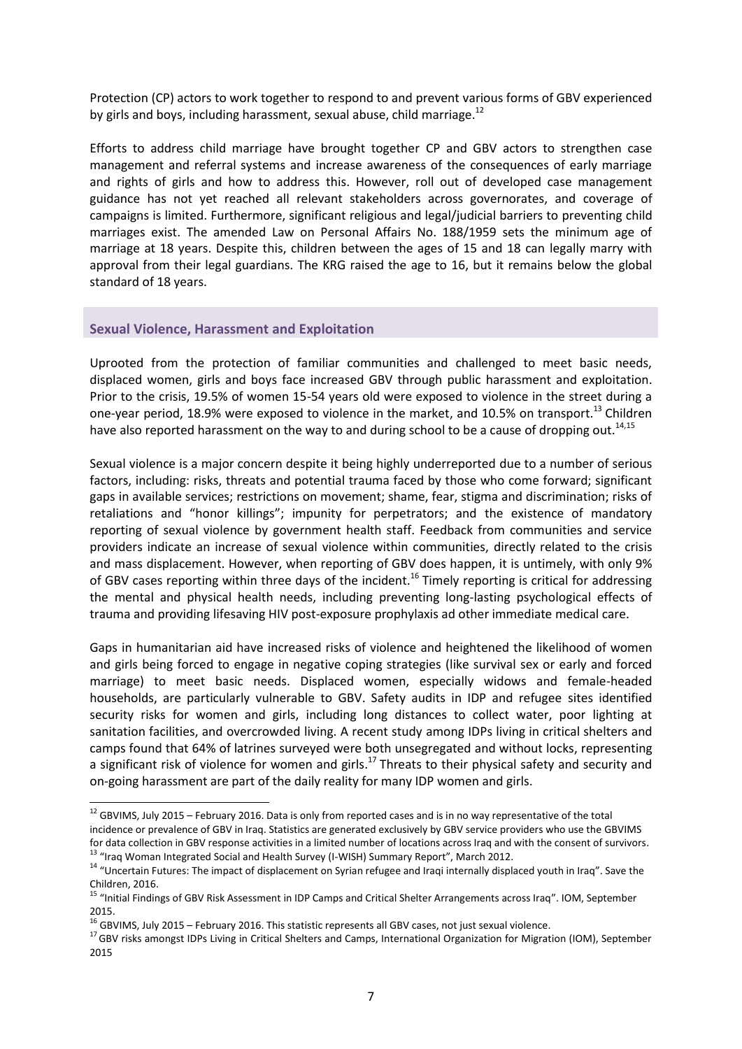Protection (CP) actors to work together to respond to and prevent various forms of GBV experienced by girls and boys, including harassment, sexual abuse, child marriage.[12]

Efforts to address child marriage have brought together CP and GBV actors to strengthen case management and referral systems and increase awareness of the consequences of early marriage and rights of girls and how to address this. However, roll out of developed case management guidance has not yet reached all relevant stakeholders across governorates, and coverage of campaigns is limited. Furthermore, significant religious and legal/judicial barriers to preventing child marriages exist. The amended Law on Personal Affairs No. 188/1959 sets the minimum age of marriage at 18 years. Despite this, children between the ages of 15 and 18 can legally marry with approval from their legal guardians. The KRG raised the age to 16, but it remains below the global standard of 18 years.

## Sexual Violence, Harassment and Exploitation

Uprooted from the protection of familiar communities and challenged to meet basic needs, displaced women, girls and boys face increased GBV through public harassment and exploitation. Prior to the crisis, 19.5% of women 15-54 years old were exposed to violence in the street during a one-year period, 18.9% were exposed to violence in the market, and 10.5% on transport.[13] Children have also reported harassment on the way to and during school to be a cause of dropping out.[14,15]

Sexual violence is a major concern despite it being highly underreported due to a number of serious factors, including: risks, threats and potential trauma faced by those who come forward; significant gaps in available services; restrictions on movement; shame, fear, stigma and discrimination; risks of retaliations and "honor killings"; impunity for perpetrators; and the existence of mandatory reporting of sexual violence by government health staff. Feedback from communities and service providers indicate an increase of sexual violence within communities, directly related to the crisis and mass displacement. However, when reporting of GBV does happen, it is untimely, with only 9% of GBV cases reporting within three days of the incident.[16] Timely reporting is critical for addressing the mental and physical health needs, including preventing long-lasting psychological effects of trauma and providing lifesaving HIV post-exposure prophylaxis ad other immediate medical care.

Gaps in humanitarian aid have increased risks of violence and heightened the likelihood of women and girls being forced to engage in negative coping strategies (like survival sex or early and forced marriage) to meet basic needs. Displaced women, especially widows and female-headed households, are particularly vulnerable to GBV. Safety audits in IDP and refugee sites identified security risks for women and girls, including long distances to collect water, poor lighting at sanitation facilities, and overcrowded living. A recent study among IDPs living in critical shelters and camps found that 64% of latrines surveyed were both unsegregated and without locks, representing a significant risk of violence for women and girls.[17] Threats to their physical safety and security and on-going harassment are part of the daily reality for many IDP women and girls.

---

[12] GBVIMS, July 2015 – February 2016. Data is only from reported cases and is in no way representative of the total incidence or prevalence of GBV in Iraq. Statistics are generated exclusively by GBV service providers who use the GBVIMS for data collection in GBV response activities in a limited number of locations across Iraq and with the consent of survivors.

[13] "Iraq Woman Integrated Social and Health Survey (I-WISH) Summary Report", March 2012.

[14] "Uncertain Futures: The impact of displacement on Syrian refugee and Iraqi internally displaced youth in Iraq". Save the Children, 2016.

[15] "Initial Findings of GBV Risk Assessment in IDP Camps and Critical Shelter Arrangements across Iraq". IOM, September 2015.

[16] GBVIMS, July 2015 – February 2016. This statistic represents all GBV cases, not just sexual violence.

[17] GBV risks amongst IDPs Living in Critical Shelters and Camps, International Organization for Migration (IOM), September 2015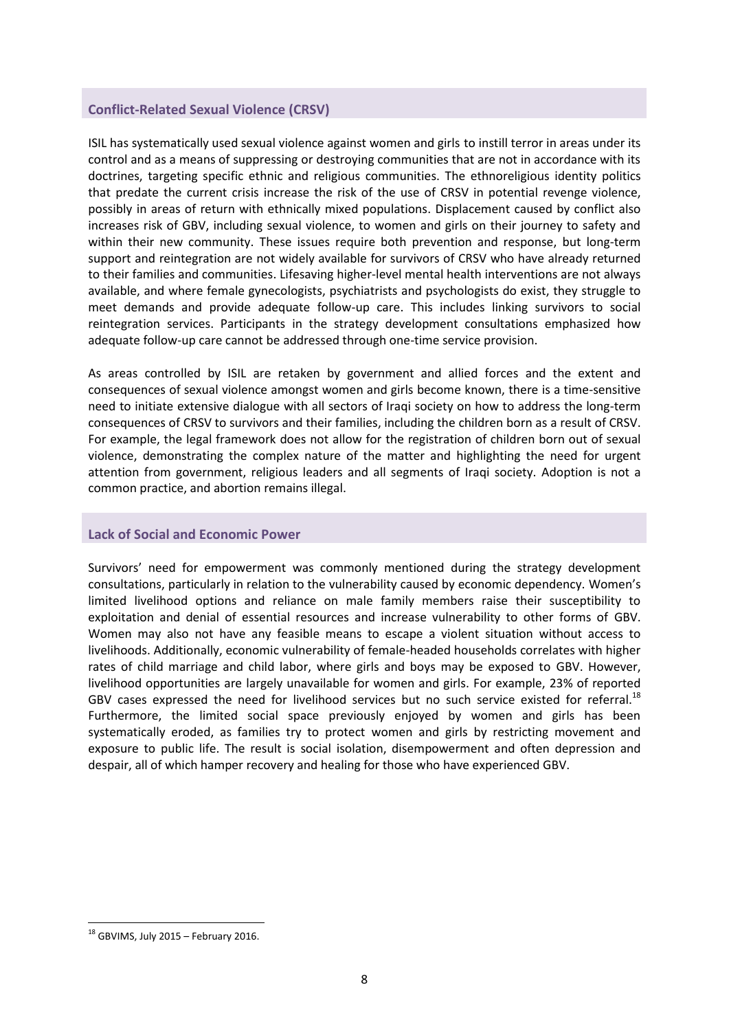## Conflict-Related Sexual Violence (CRSV)

ISIL has systematically used sexual violence against women and girls to instill terror in areas under its control and as a means of suppressing or destroying communities that are not in accordance with its doctrines, targeting specific ethnic and religious communities. The ethnoreligious identity politics that predate the current crisis increase the risk of the use of CRSV in potential revenge violence, possibly in areas of return with ethnically mixed populations. Displacement caused by conflict also increases risk of GBV, including sexual violence, to women and girls on their journey to safety and within their new community. These issues require both prevention and response, but long-term support and reintegration are not widely available for survivors of CRSV who have already returned to their families and communities. Lifesaving higher-level mental health interventions are not always available, and where female gynecologists, psychiatrists and psychologists do exist, they struggle to meet demands and provide adequate follow-up care. This includes linking survivors to social reintegration services. Participants in the strategy development consultations emphasized how adequate follow-up care cannot be addressed through one-time service provision.

As areas controlled by ISIL are retaken by government and allied forces and the extent and consequences of sexual violence amongst women and girls become known, there is a time-sensitive need to initiate extensive dialogue with all sectors of Iraqi society on how to address the long-term consequences of CRSV to survivors and their families, including the children born as a result of CRSV. For example, the legal framework does not allow for the registration of children born out of sexual violence, demonstrating the complex nature of the matter and highlighting the need for urgent attention from government, religious leaders and all segments of Iraqi society. Adoption is not a common practice, and abortion remains illegal.

## Lack of Social and Economic Power

Survivors' need for empowerment was commonly mentioned during the strategy development consultations, particularly in relation to the vulnerability caused by economic dependency. Women's limited livelihood options and reliance on male family members raise their susceptibility to exploitation and denial of essential resources and increase vulnerability to other forms of GBV. Women may also not have any feasible means to escape a violent situation without access to livelihoods. Additionally, economic vulnerability of female-headed households correlates with higher rates of child marriage and child labor, where girls and boys may be exposed to GBV. However, livelihood opportunities are largely unavailable for women and girls. For example, 23% of reported GBV cases expressed the need for livelihood services but no such service existed for referral.[18] Furthermore, the limited social space previously enjoyed by women and girls has been systematically eroded, as families try to protect women and girls by restricting movement and exposure to public life. The result is social isolation, disempowerment and often depression and despair, all of which hamper recovery and healing for those who have experienced GBV.

---

[18] GBVIMS, July 2015 – February 2016.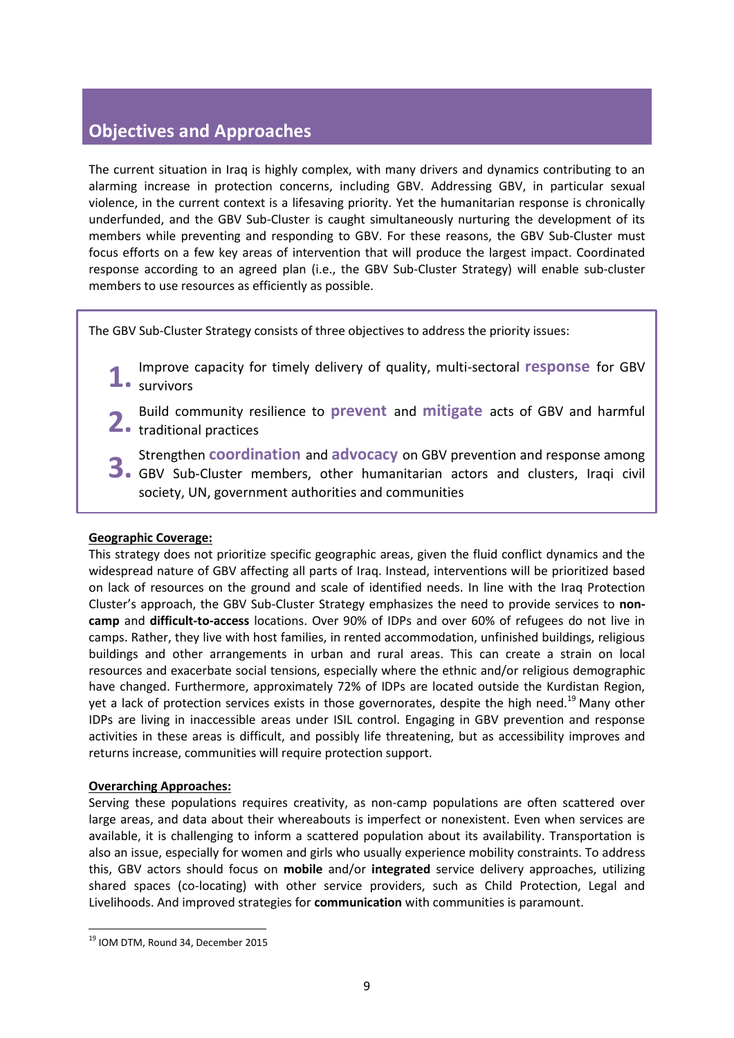## Objectives and Approaches

The current situation in Iraq is highly complex, with many drivers and dynamics contributing to an alarming increase in protection concerns, including GBV. Addressing GBV, in particular sexual violence, in the current context is a lifesaving priority. Yet the humanitarian response is chronically underfunded, and the GBV Sub-Cluster is caught simultaneously nurturing the development of its members while preventing and responding to GBV. For these reasons, the GBV Sub-Cluster must focus efforts on a few key areas of intervention that will produce the largest impact. Coordinated response according to an agreed plan (i.e., the GBV Sub-Cluster Strategy) will enable sub-cluster members to use resources as efficiently as possible.

The GBV Sub-Cluster Strategy consists of three objectives to address the priority issues:

1. Improve capacity for timely delivery of quality, multi-sectoral **response** for GBV survivors
2. Build community resilience to **prevent** and **mitigate** acts of GBV and harmful traditional practices
3. Strengthen **coordination** and **advocacy** on GBV prevention and response among GBV Sub-Cluster members, other humanitarian actors and clusters, Iraqi civil society, UN, government authorities and communities

**Geographic Coverage:**

This strategy does not prioritize specific geographic areas, given the fluid conflict dynamics and the widespread nature of GBV affecting all parts of Iraq. Instead, interventions will be prioritized based on lack of resources on the ground and scale of identified needs. In line with the Iraq Protection Cluster's approach, the GBV Sub-Cluster Strategy emphasizes the need to provide services to **non-camp** and **difficult-to-access** locations. Over 90% of IDPs and over 60% of refugees do not live in camps. Rather, they live with host families, in rented accommodation, unfinished buildings, religious buildings and other arrangements in urban and rural areas. This can create a strain on local resources and exacerbate social tensions, especially where the ethnic and/or religious demographic have changed. Furthermore, approximately 72% of IDPs are located outside the Kurdistan Region, yet a lack of protection services exists in those governorates, despite the high need.[19] Many other IDPs are living in inaccessible areas under ISIL control. Engaging in GBV prevention and response activities in these areas is difficult, and possibly life threatening, but as accessibility improves and returns increase, communities will require protection support.

**Overarching Approaches:**

Serving these populations requires creativity, as non-camp populations are often scattered over large areas, and data about their whereabouts is imperfect or nonexistent. Even when services are available, it is challenging to inform a scattered population about its availability. Transportation is also an issue, especially for women and girls who usually experience mobility constraints. To address this, GBV actors should focus on **mobile** and/or **integrated** service delivery approaches, utilizing shared spaces (co-locating) with other service providers, such as Child Protection, Legal and Livelihoods. And improved strategies for **communication** with communities is paramount.

[19] IOM DTM, Round 34, December 2015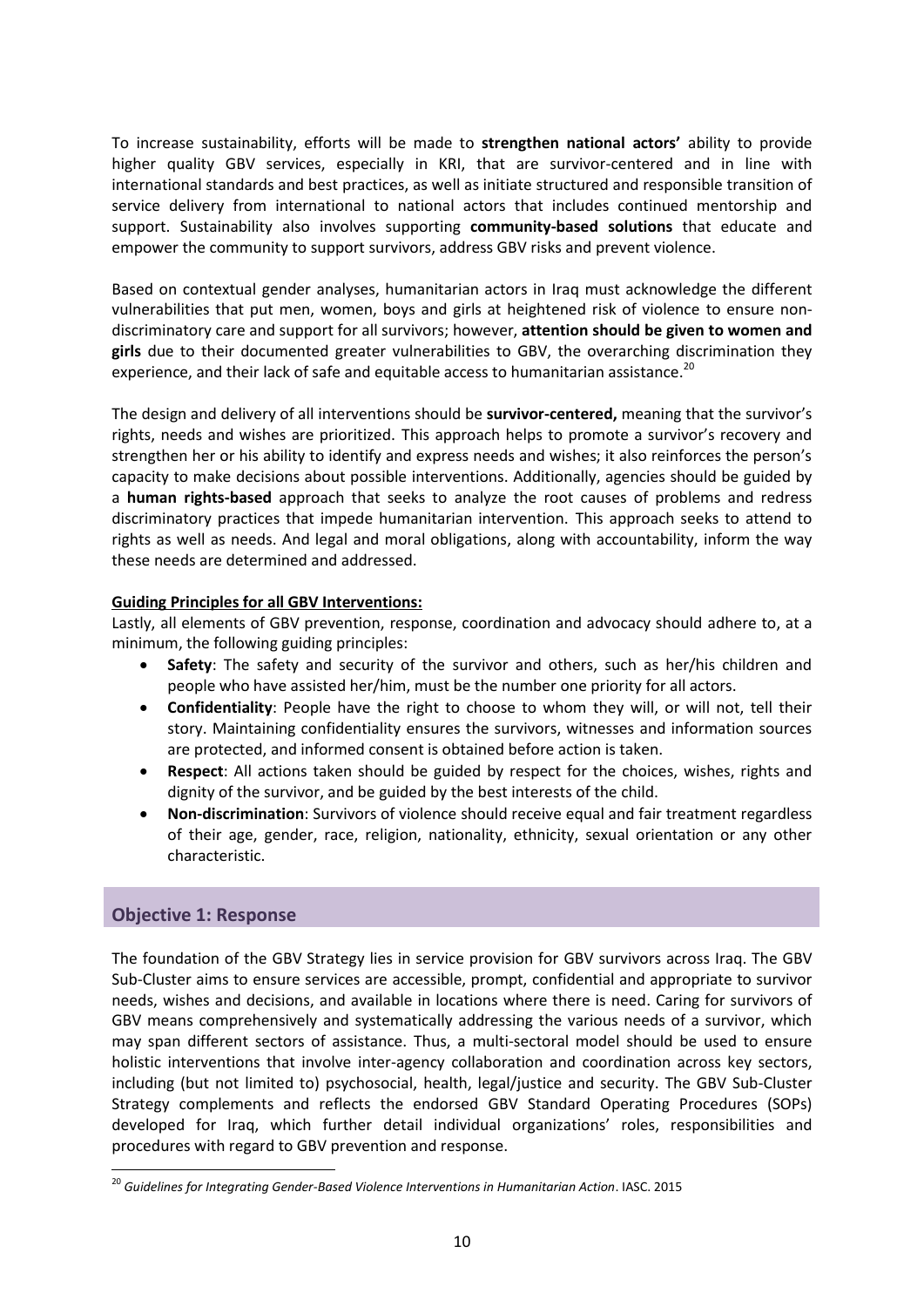To increase sustainability, efforts will be made to **strengthen national actors'** ability to provide higher quality GBV services, especially in KRI, that are survivor-centered and in line with international standards and best practices, as well as initiate structured and responsible transition of service delivery from international to national actors that includes continued mentorship and support. Sustainability also involves supporting **community-based solutions** that educate and empower the community to support survivors, address GBV risks and prevent violence.

Based on contextual gender analyses, humanitarian actors in Iraq must acknowledge the different vulnerabilities that put men, women, boys and girls at heightened risk of violence to ensure non-discriminatory care and support for all survivors; however, **attention should be given to women and girls** due to their documented greater vulnerabilities to GBV, the overarching discrimination they experience, and their lack of safe and equitable access to humanitarian assistance.[20]

The design and delivery of all interventions should be **survivor-centered,** meaning that the survivor's rights, needs and wishes are prioritized. This approach helps to promote a survivor's recovery and strengthen her or his ability to identify and express needs and wishes; it also reinforces the person's capacity to make decisions about possible interventions. Additionally, agencies should be guided by a **human rights-based** approach that seeks to analyze the root causes of problems and redress discriminatory practices that impede humanitarian intervention. This approach seeks to attend to rights as well as needs. And legal and moral obligations, along with accountability, inform the way these needs are determined and addressed.

**Guiding Principles for all GBV Interventions:**

Lastly, all elements of GBV prevention, response, coordination and advocacy should adhere to, at a minimum, the following guiding principles:

- **Safety**: The safety and security of the survivor and others, such as her/his children and people who have assisted her/him, must be the number one priority for all actors.
- **Confidentiality**: People have the right to choose to whom they will, or will not, tell their story. Maintaining confidentiality ensures the survivors, witnesses and information sources are protected, and informed consent is obtained before action is taken.
- **Respect**: All actions taken should be guided by respect for the choices, wishes, rights and dignity of the survivor, and be guided by the best interests of the child.
- **Non-discrimination**: Survivors of violence should receive equal and fair treatment regardless of their age, gender, race, religion, nationality, ethnicity, sexual orientation or any other characteristic.

## Objective 1: Response

The foundation of the GBV Strategy lies in service provision for GBV survivors across Iraq. The GBV Sub-Cluster aims to ensure services are accessible, prompt, confidential and appropriate to survivor needs, wishes and decisions, and available in locations where there is need. Caring for survivors of GBV means comprehensively and systematically addressing the various needs of a survivor, which may span different sectors of assistance. Thus, a multi-sectoral model should be used to ensure holistic interventions that involve inter-agency collaboration and coordination across key sectors, including (but not limited to) psychosocial, health, legal/justice and security. The GBV Sub-Cluster Strategy complements and reflects the endorsed GBV Standard Operating Procedures (SOPs) developed for Iraq, which further detail individual organizations' roles, responsibilities and procedures with regard to GBV prevention and response.

[20] *Guidelines for Integrating Gender-Based Violence Interventions in Humanitarian Action*. IASC. 2015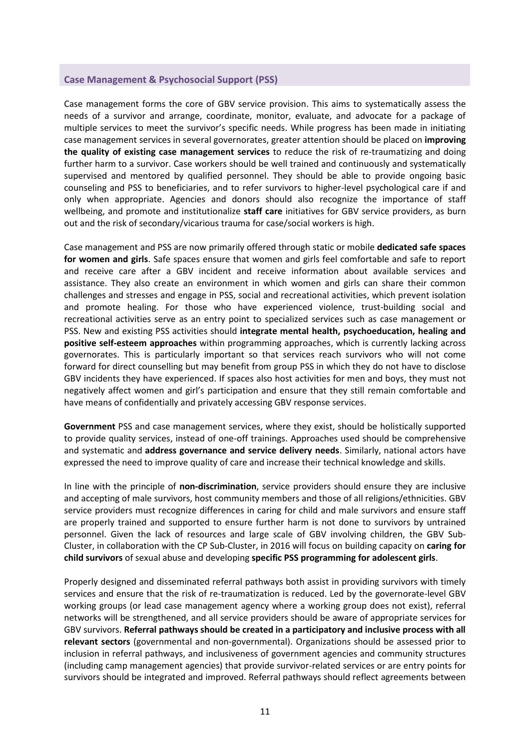## Case Management & Psychosocial Support (PSS)

Case management forms the core of GBV service provision. This aims to systematically assess the needs of a survivor and arrange, coordinate, monitor, evaluate, and advocate for a package of multiple services to meet the survivor's specific needs. While progress has been made in initiating case management services in several governorates, greater attention should be placed on **improving the quality of existing case management services** to reduce the risk of re-traumatizing and doing further harm to a survivor. Case workers should be well trained and continuously and systematically supervised and mentored by qualified personnel. They should be able to provide ongoing basic counseling and PSS to beneficiaries, and to refer survivors to higher-level psychological care if and only when appropriate. Agencies and donors should also recognize the importance of staff wellbeing, and promote and institutionalize **staff care** initiatives for GBV service providers, as burn out and the risk of secondary/vicarious trauma for case/social workers is high.

Case management and PSS are now primarily offered through static or mobile **dedicated safe spaces for women and girls**. Safe spaces ensure that women and girls feel comfortable and safe to report and receive care after a GBV incident and receive information about available services and assistance. They also create an environment in which women and girls can share their common challenges and stresses and engage in PSS, social and recreational activities, which prevent isolation and promote healing. For those who have experienced violence, trust-building social and recreational activities serve as an entry point to specialized services such as case management or PSS. New and existing PSS activities should **integrate mental health, psychoeducation, healing and positive self-esteem approaches** within programming approaches, which is currently lacking across governorates. This is particularly important so that services reach survivors who will not come forward for direct counselling but may benefit from group PSS in which they do not have to disclose GBV incidents they have experienced. If spaces also host activities for men and boys, they must not negatively affect women and girl's participation and ensure that they still remain comfortable and have means of confidentially and privately accessing GBV response services.

**Government** PSS and case management services, where they exist, should be holistically supported to provide quality services, instead of one-off trainings. Approaches used should be comprehensive and systematic and **address governance and service delivery needs**. Similarly, national actors have expressed the need to improve quality of care and increase their technical knowledge and skills.

In line with the principle of **non-discrimination**, service providers should ensure they are inclusive and accepting of male survivors, host community members and those of all religions/ethnicities. GBV service providers must recognize differences in caring for child and male survivors and ensure staff are properly trained and supported to ensure further harm is not done to survivors by untrained personnel. Given the lack of resources and large scale of GBV involving children, the GBV Sub-Cluster, in collaboration with the CP Sub-Cluster, in 2016 will focus on building capacity on **caring for child survivors** of sexual abuse and developing **specific PSS programming for adolescent girls**.

Properly designed and disseminated referral pathways both assist in providing survivors with timely services and ensure that the risk of re-traumatization is reduced. Led by the governorate-level GBV working groups (or lead case management agency where a working group does not exist), referral networks will be strengthened, and all service providers should be aware of appropriate services for GBV survivors. **Referral pathways should be created in a participatory and inclusive process with all relevant sectors** (governmental and non-governmental). Organizations should be assessed prior to inclusion in referral pathways, and inclusiveness of government agencies and community structures (including camp management agencies) that provide survivor-related services or are entry points for survivors should be integrated and improved. Referral pathways should reflect agreements between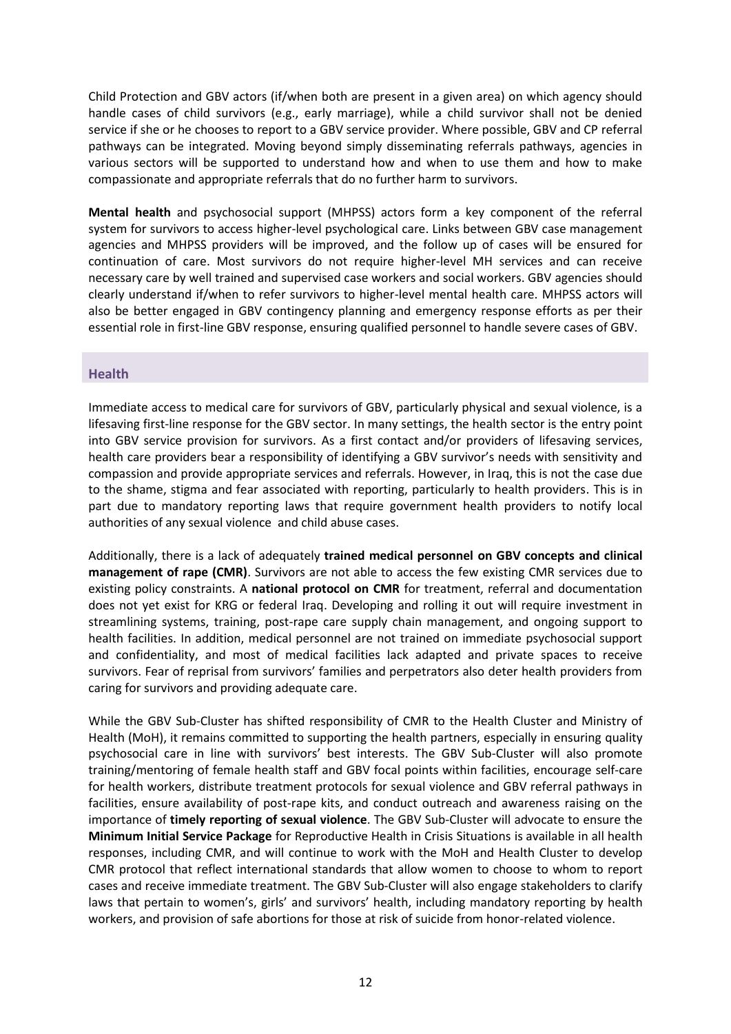Child Protection and GBV actors (if/when both are present in a given area) on which agency should handle cases of child survivors (e.g., early marriage), while a child survivor shall not be denied service if she or he chooses to report to a GBV service provider. Where possible, GBV and CP referral pathways can be integrated. Moving beyond simply disseminating referrals pathways, agencies in various sectors will be supported to understand how and when to use them and how to make compassionate and appropriate referrals that do no further harm to survivors.

**Mental health** and psychosocial support (MHPSS) actors form a key component of the referral system for survivors to access higher-level psychological care. Links between GBV case management agencies and MHPSS providers will be improved, and the follow up of cases will be ensured for continuation of care. Most survivors do not require higher-level MH services and can receive necessary care by well trained and supervised case workers and social workers. GBV agencies should clearly understand if/when to refer survivors to higher-level mental health care. MHPSS actors will also be better engaged in GBV contingency planning and emergency response efforts as per their essential role in first-line GBV response, ensuring qualified personnel to handle severe cases of GBV.

## Health

Immediate access to medical care for survivors of GBV, particularly physical and sexual violence, is a lifesaving first-line response for the GBV sector. In many settings, the health sector is the entry point into GBV service provision for survivors. As a first contact and/or providers of lifesaving services, health care providers bear a responsibility of identifying a GBV survivor's needs with sensitivity and compassion and provide appropriate services and referrals. However, in Iraq, this is not the case due to the shame, stigma and fear associated with reporting, particularly to health providers. This is in part due to mandatory reporting laws that require government health providers to notify local authorities of any sexual violence and child abuse cases.

Additionally, there is a lack of adequately **trained medical personnel on GBV concepts and clinical management of rape (CMR)**. Survivors are not able to access the few existing CMR services due to existing policy constraints. A **national protocol on CMR** for treatment, referral and documentation does not yet exist for KRG or federal Iraq. Developing and rolling it out will require investment in streamlining systems, training, post-rape care supply chain management, and ongoing support to health facilities. In addition, medical personnel are not trained on immediate psychosocial support and confidentiality, and most of medical facilities lack adapted and private spaces to receive survivors. Fear of reprisal from survivors' families and perpetrators also deter health providers from caring for survivors and providing adequate care.

While the GBV Sub-Cluster has shifted responsibility of CMR to the Health Cluster and Ministry of Health (MoH), it remains committed to supporting the health partners, especially in ensuring quality psychosocial care in line with survivors' best interests. The GBV Sub-Cluster will also promote training/mentoring of female health staff and GBV focal points within facilities, encourage self-care for health workers, distribute treatment protocols for sexual violence and GBV referral pathways in facilities, ensure availability of post-rape kits, and conduct outreach and awareness raising on the importance of **timely reporting of sexual violence**. The GBV Sub-Cluster will advocate to ensure the **Minimum Initial Service Package** for Reproductive Health in Crisis Situations is available in all health responses, including CMR, and will continue to work with the MoH and Health Cluster to develop CMR protocol that reflect international standards that allow women to choose to whom to report cases and receive immediate treatment. The GBV Sub-Cluster will also engage stakeholders to clarify laws that pertain to women's, girls' and survivors' health, including mandatory reporting by health workers, and provision of safe abortions for those at risk of suicide from honor-related violence.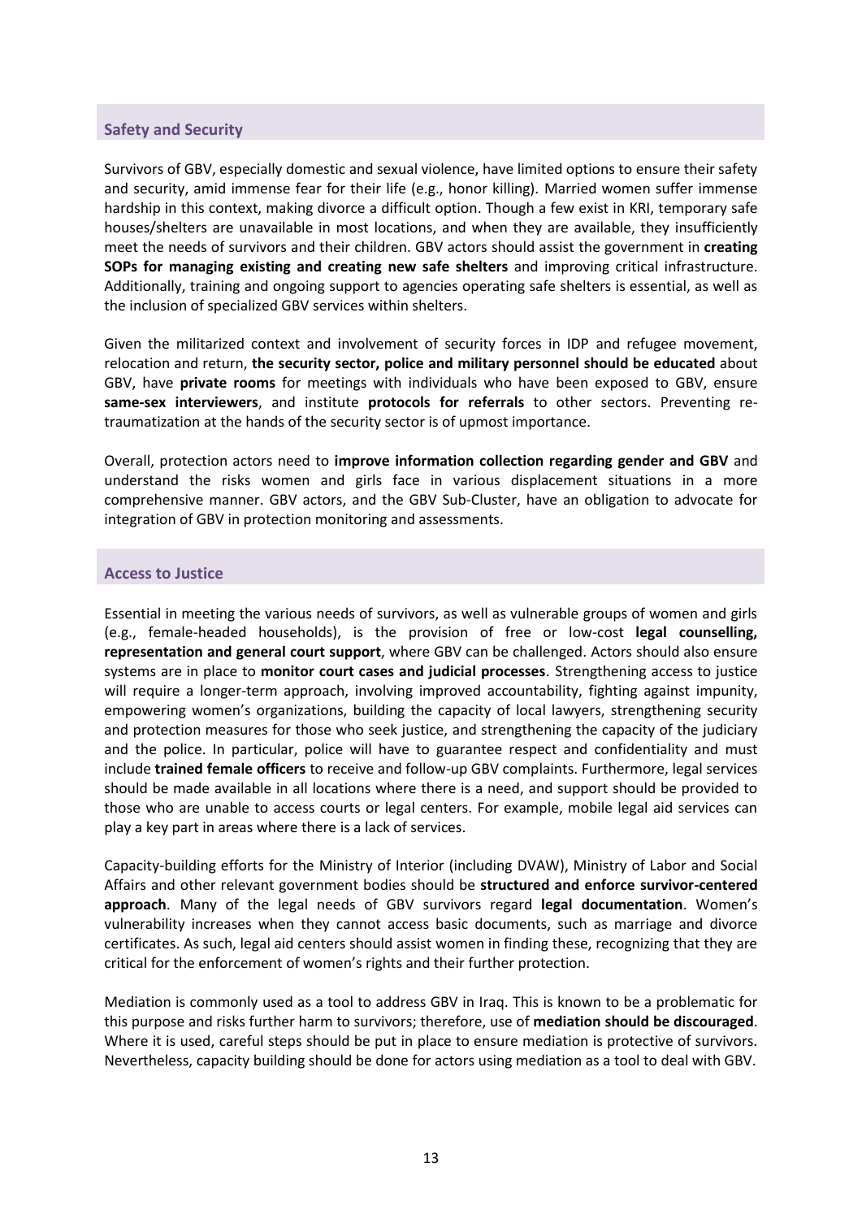## Safety and Security

Survivors of GBV, especially domestic and sexual violence, have limited options to ensure their safety and security, amid immense fear for their life (e.g., honor killing). Married women suffer immense hardship in this context, making divorce a difficult option. Though a few exist in KRI, temporary safe houses/shelters are unavailable in most locations, and when they are available, they insufficiently meet the needs of survivors and their children. GBV actors should assist the government in **creating SOPs for managing existing and creating new safe shelters** and improving critical infrastructure. Additionally, training and ongoing support to agencies operating safe shelters is essential, as well as the inclusion of specialized GBV services within shelters.

Given the militarized context and involvement of security forces in IDP and refugee movement, relocation and return, **the security sector, police and military personnel should be educated** about GBV, have **private rooms** for meetings with individuals who have been exposed to GBV, ensure **same-sex interviewers**, and institute **protocols for referrals** to other sectors. Preventing re-traumatization at the hands of the security sector is of upmost importance.

Overall, protection actors need to **improve information collection regarding gender and GBV** and understand the risks women and girls face in various displacement situations in a more comprehensive manner. GBV actors, and the GBV Sub-Cluster, have an obligation to advocate for integration of GBV in protection monitoring and assessments.

## Access to Justice

Essential in meeting the various needs of survivors, as well as vulnerable groups of women and girls (e.g., female-headed households), is the provision of free or low-cost **legal counselling, representation and general court support**, where GBV can be challenged. Actors should also ensure systems are in place to **monitor court cases and judicial processes**. Strengthening access to justice will require a longer-term approach, involving improved accountability, fighting against impunity, empowering women's organizations, building the capacity of local lawyers, strengthening security and protection measures for those who seek justice, and strengthening the capacity of the judiciary and the police. In particular, police will have to guarantee respect and confidentiality and must include **trained female officers** to receive and follow-up GBV complaints. Furthermore, legal services should be made available in all locations where there is a need, and support should be provided to those who are unable to access courts or legal centers. For example, mobile legal aid services can play a key part in areas where there is a lack of services.

Capacity-building efforts for the Ministry of Interior (including DVAW), Ministry of Labor and Social Affairs and other relevant government bodies should be **structured and enforce survivor-centered approach**. Many of the legal needs of GBV survivors regard **legal documentation**. Women's vulnerability increases when they cannot access basic documents, such as marriage and divorce certificates. As such, legal aid centers should assist women in finding these, recognizing that they are critical for the enforcement of women's rights and their further protection.

Mediation is commonly used as a tool to address GBV in Iraq. This is known to be a problematic for this purpose and risks further harm to survivors; therefore, use of **mediation should be discouraged**. Where it is used, careful steps should be put in place to ensure mediation is protective of survivors. Nevertheless, capacity building should be done for actors using mediation as a tool to deal with GBV.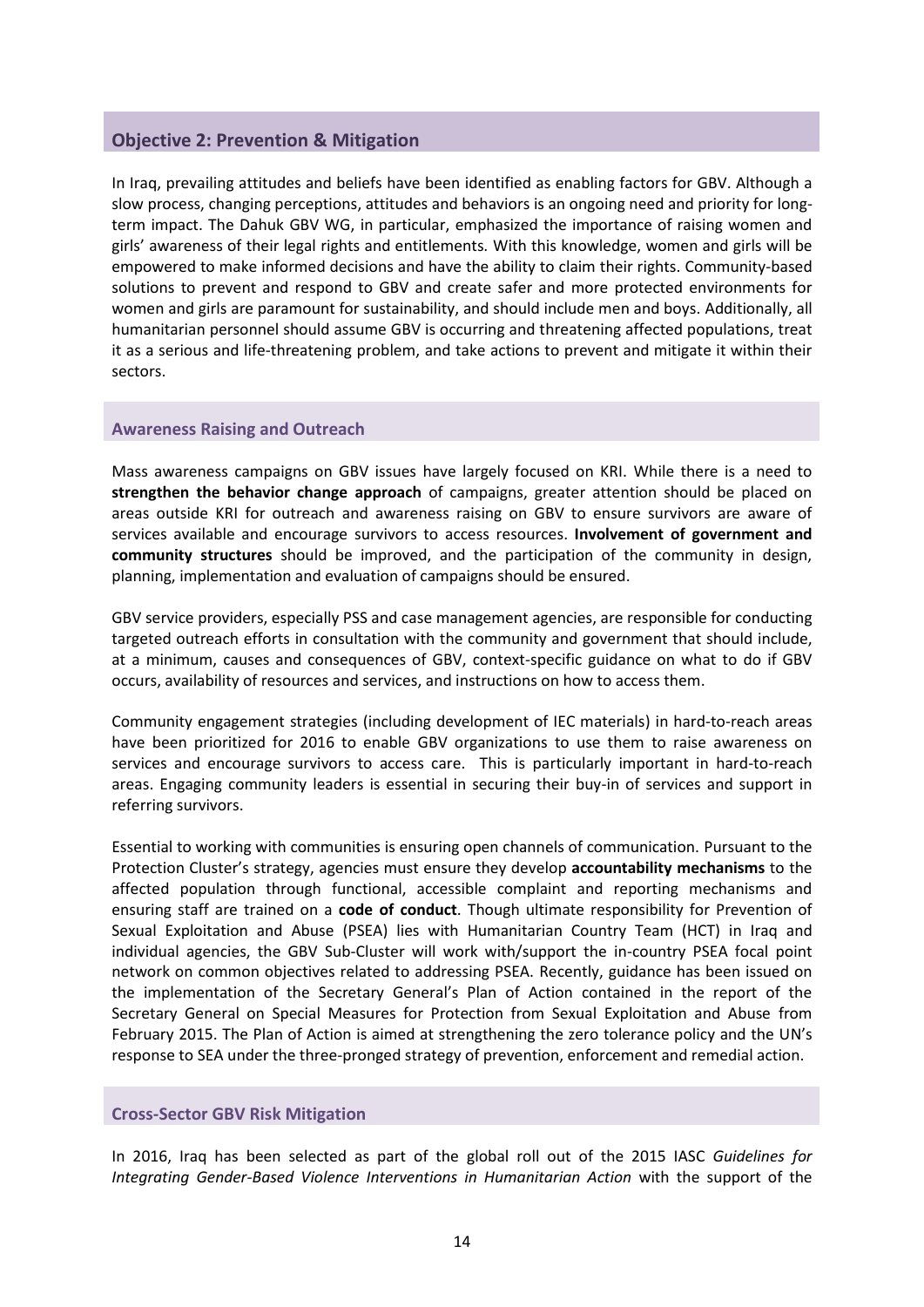## Objective 2: Prevention & Mitigation

In Iraq, prevailing attitudes and beliefs have been identified as enabling factors for GBV. Although a slow process, changing perceptions, attitudes and behaviors is an ongoing need and priority for long-term impact. The Dahuk GBV WG, in particular, emphasized the importance of raising women and girls' awareness of their legal rights and entitlements. With this knowledge, women and girls will be empowered to make informed decisions and have the ability to claim their rights. Community-based solutions to prevent and respond to GBV and create safer and more protected environments for women and girls are paramount for sustainability, and should include men and boys. Additionally, all humanitarian personnel should assume GBV is occurring and threatening affected populations, treat it as a serious and life-threatening problem, and take actions to prevent and mitigate it within their sectors.

### Awareness Raising and Outreach

Mass awareness campaigns on GBV issues have largely focused on KRI. While there is a need to **strengthen the behavior change approach** of campaigns, greater attention should be placed on areas outside KRI for outreach and awareness raising on GBV to ensure survivors are aware of services available and encourage survivors to access resources. **Involvement of government and community structures** should be improved, and the participation of the community in design, planning, implementation and evaluation of campaigns should be ensured.

GBV service providers, especially PSS and case management agencies, are responsible for conducting targeted outreach efforts in consultation with the community and government that should include, at a minimum, causes and consequences of GBV, context-specific guidance on what to do if GBV occurs, availability of resources and services, and instructions on how to access them.

Community engagement strategies (including development of IEC materials) in hard-to-reach areas have been prioritized for 2016 to enable GBV organizations to use them to raise awareness on services and encourage survivors to access care. This is particularly important in hard-to-reach areas. Engaging community leaders is essential in securing their buy-in of services and support in referring survivors.

Essential to working with communities is ensuring open channels of communication. Pursuant to the Protection Cluster's strategy, agencies must ensure they develop **accountability mechanisms** to the affected population through functional, accessible complaint and reporting mechanisms and ensuring staff are trained on a **code of conduct**. Though ultimate responsibility for Prevention of Sexual Exploitation and Abuse (PSEA) lies with Humanitarian Country Team (HCT) in Iraq and individual agencies, the GBV Sub-Cluster will work with/support the in-country PSEA focal point network on common objectives related to addressing PSEA. Recently, guidance has been issued on the implementation of the Secretary General's Plan of Action contained in the report of the Secretary General on Special Measures for Protection from Sexual Exploitation and Abuse from February 2015. The Plan of Action is aimed at strengthening the zero tolerance policy and the UN's response to SEA under the three-pronged strategy of prevention, enforcement and remedial action.

### Cross-Sector GBV Risk Mitigation

In 2016, Iraq has been selected as part of the global roll out of the 2015 IASC *Guidelines for Integrating Gender-Based Violence Interventions in Humanitarian Action* with the support of the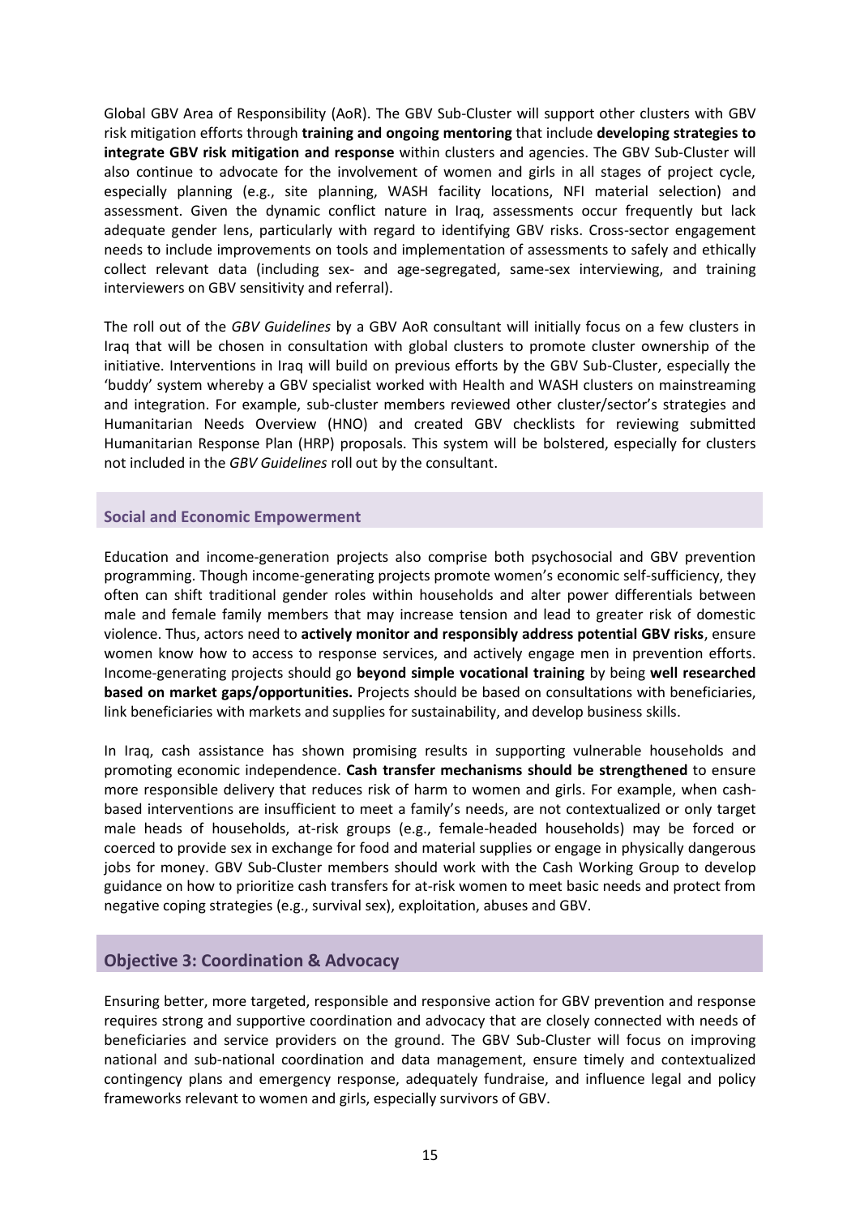Global GBV Area of Responsibility (AoR). The GBV Sub-Cluster will support other clusters with GBV risk mitigation efforts through **training and ongoing mentoring** that include **developing strategies to integrate GBV risk mitigation and response** within clusters and agencies. The GBV Sub-Cluster will also continue to advocate for the involvement of women and girls in all stages of project cycle, especially planning (e.g., site planning, WASH facility locations, NFI material selection) and assessment. Given the dynamic conflict nature in Iraq, assessments occur frequently but lack adequate gender lens, particularly with regard to identifying GBV risks. Cross-sector engagement needs to include improvements on tools and implementation of assessments to safely and ethically collect relevant data (including sex- and age-segregated, same-sex interviewing, and training interviewers on GBV sensitivity and referral).

The roll out of the *GBV Guidelines* by a GBV AoR consultant will initially focus on a few clusters in Iraq that will be chosen in consultation with global clusters to promote cluster ownership of the initiative. Interventions in Iraq will build on previous efforts by the GBV Sub-Cluster, especially the 'buddy' system whereby a GBV specialist worked with Health and WASH clusters on mainstreaming and integration. For example, sub-cluster members reviewed other cluster/sector's strategies and Humanitarian Needs Overview (HNO) and created GBV checklists for reviewing submitted Humanitarian Response Plan (HRP) proposals. This system will be bolstered, especially for clusters not included in the *GBV Guidelines* roll out by the consultant.

### Social and Economic Empowerment

Education and income-generation projects also comprise both psychosocial and GBV prevention programming. Though income-generating projects promote women's economic self-sufficiency, they often can shift traditional gender roles within households and alter power differentials between male and female family members that may increase tension and lead to greater risk of domestic violence. Thus, actors need to **actively monitor and responsibly address potential GBV risks**, ensure women know how to access to response services, and actively engage men in prevention efforts. Income-generating projects should go **beyond simple vocational training** by being **well researched based on market gaps/opportunities.** Projects should be based on consultations with beneficiaries, link beneficiaries with markets and supplies for sustainability, and develop business skills.

In Iraq, cash assistance has shown promising results in supporting vulnerable households and promoting economic independence. **Cash transfer mechanisms should be strengthened** to ensure more responsible delivery that reduces risk of harm to women and girls. For example, when cash-based interventions are insufficient to meet a family's needs, are not contextualized or only target male heads of households, at-risk groups (e.g., female-headed households) may be forced or coerced to provide sex in exchange for food and material supplies or engage in physically dangerous jobs for money. GBV Sub-Cluster members should work with the Cash Working Group to develop guidance on how to prioritize cash transfers for at-risk women to meet basic needs and protect from negative coping strategies (e.g., survival sex), exploitation, abuses and GBV.

## Objective 3: Coordination & Advocacy

Ensuring better, more targeted, responsible and responsive action for GBV prevention and response requires strong and supportive coordination and advocacy that are closely connected with needs of beneficiaries and service providers on the ground. The GBV Sub-Cluster will focus on improving national and sub-national coordination and data management, ensure timely and contextualized contingency plans and emergency response, adequately fundraise, and influence legal and policy frameworks relevant to women and girls, especially survivors of GBV.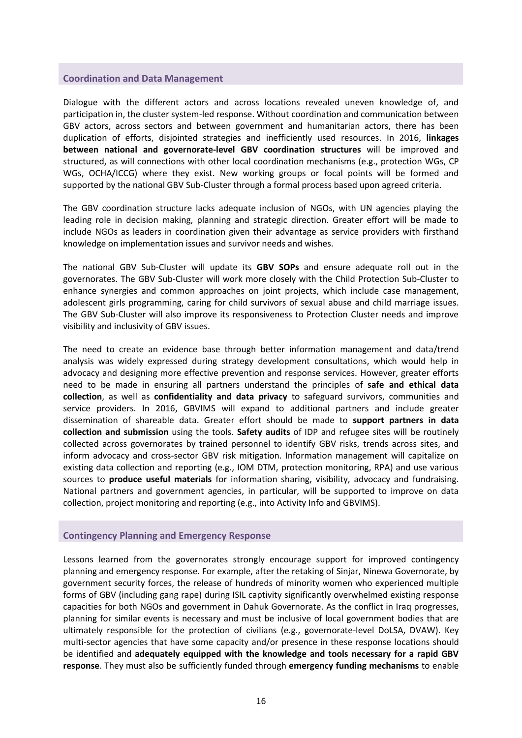## Coordination and Data Management

Dialogue with the different actors and across locations revealed uneven knowledge of, and participation in, the cluster system-led response. Without coordination and communication between GBV actors, across sectors and between government and humanitarian actors, there has been duplication of efforts, disjointed strategies and inefficiently used resources. In 2016, **linkages between national and governorate-level GBV coordination structures** will be improved and structured, as will connections with other local coordination mechanisms (e.g., protection WGs, CP WGs, OCHA/ICCG) where they exist. New working groups or focal points will be formed and supported by the national GBV Sub-Cluster through a formal process based upon agreed criteria.

The GBV coordination structure lacks adequate inclusion of NGOs, with UN agencies playing the leading role in decision making, planning and strategic direction. Greater effort will be made to include NGOs as leaders in coordination given their advantage as service providers with firsthand knowledge on implementation issues and survivor needs and wishes.

The national GBV Sub-Cluster will update its **GBV SOPs** and ensure adequate roll out in the governorates. The GBV Sub-Cluster will work more closely with the Child Protection Sub-Cluster to enhance synergies and common approaches on joint projects, which include case management, adolescent girls programming, caring for child survivors of sexual abuse and child marriage issues. The GBV Sub-Cluster will also improve its responsiveness to Protection Cluster needs and improve visibility and inclusivity of GBV issues.

The need to create an evidence base through better information management and data/trend analysis was widely expressed during strategy development consultations, which would help in advocacy and designing more effective prevention and response services. However, greater efforts need to be made in ensuring all partners understand the principles of **safe and ethical data collection**, as well as **confidentiality and data privacy** to safeguard survivors, communities and service providers. In 2016, GBVIMS will expand to additional partners and include greater dissemination of shareable data. Greater effort should be made to **support partners in data collection and submission** using the tools. **Safety audits** of IDP and refugee sites will be routinely collected across governorates by trained personnel to identify GBV risks, trends across sites, and inform advocacy and cross-sector GBV risk mitigation. Information management will capitalize on existing data collection and reporting (e.g., IOM DTM, protection monitoring, RPA) and use various sources to **produce useful materials** for information sharing, visibility, advocacy and fundraising. National partners and government agencies, in particular, will be supported to improve on data collection, project monitoring and reporting (e.g., into Activity Info and GBVIMS).

## Contingency Planning and Emergency Response

Lessons learned from the governorates strongly encourage support for improved contingency planning and emergency response. For example, after the retaking of Sinjar, Ninewa Governorate, by government security forces, the release of hundreds of minority women who experienced multiple forms of GBV (including gang rape) during ISIL captivity significantly overwhelmed existing response capacities for both NGOs and government in Dahuk Governorate. As the conflict in Iraq progresses, planning for similar events is necessary and must be inclusive of local government bodies that are ultimately responsible for the protection of civilians (e.g., governorate-level DoLSA, DVAW). Key multi-sector agencies that have some capacity and/or presence in these response locations should be identified and **adequately equipped with the knowledge and tools necessary for a rapid GBV response**. They must also be sufficiently funded through **emergency funding mechanisms** to enable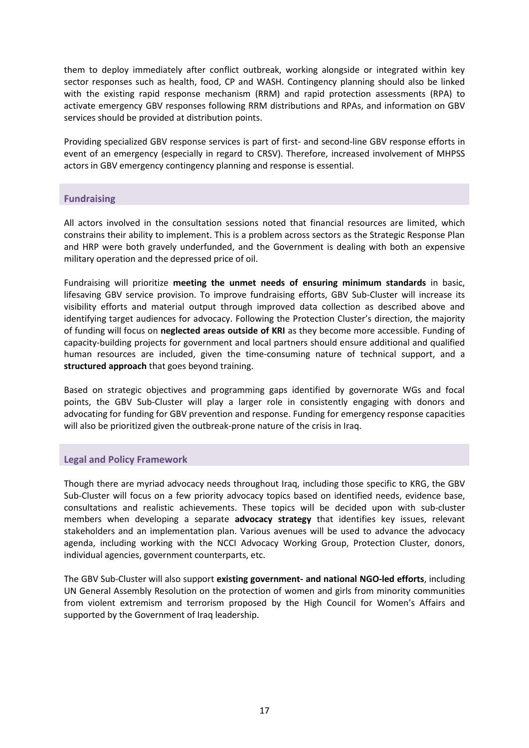them to deploy immediately after conflict outbreak, working alongside or integrated within key sector responses such as health, food, CP and WASH. Contingency planning should also be linked with the existing rapid response mechanism (RRM) and rapid protection assessments (RPA) to activate emergency GBV responses following RRM distributions and RPAs, and information on GBV services should be provided at distribution points.

Providing specialized GBV response services is part of first- and second-line GBV response efforts in event of an emergency (especially in regard to CRSV). Therefore, increased involvement of MHPSS actors in GBV emergency contingency planning and response is essential.

### Fundraising

All actors involved in the consultation sessions noted that financial resources are limited, which constrains their ability to implement. This is a problem across sectors as the Strategic Response Plan and HRP were both gravely underfunded, and the Government is dealing with both an expensive military operation and the depressed price of oil.

Fundraising will prioritize **meeting the unmet needs of ensuring minimum standards** in basic, lifesaving GBV service provision. To improve fundraising efforts, GBV Sub-Cluster will increase its visibility efforts and material output through improved data collection as described above and identifying target audiences for advocacy. Following the Protection Cluster's direction, the majority of funding will focus on **neglected areas outside of KRI** as they become more accessible. Funding of capacity-building projects for government and local partners should ensure additional and qualified human resources are included, given the time-consuming nature of technical support, and a **structured approach** that goes beyond training.

Based on strategic objectives and programming gaps identified by governorate WGs and focal points, the GBV Sub-Cluster will play a larger role in consistently engaging with donors and advocating for funding for GBV prevention and response. Funding for emergency response capacities will also be prioritized given the outbreak-prone nature of the crisis in Iraq.

### Legal and Policy Framework

Though there are myriad advocacy needs throughout Iraq, including those specific to KRG, the GBV Sub-Cluster will focus on a few priority advocacy topics based on identified needs, evidence base, consultations and realistic achievements. These topics will be decided upon with sub-cluster members when developing a separate **advocacy strategy** that identifies key issues, relevant stakeholders and an implementation plan. Various avenues will be used to advance the advocacy agenda, including working with the NCCI Advocacy Working Group, Protection Cluster, donors, individual agencies, government counterparts, etc.

The GBV Sub-Cluster will also support **existing government- and national NGO-led efforts**, including UN General Assembly Resolution on the protection of women and girls from minority communities from violent extremism and terrorism proposed by the High Council for Women's Affairs and supported by the Government of Iraq leadership.